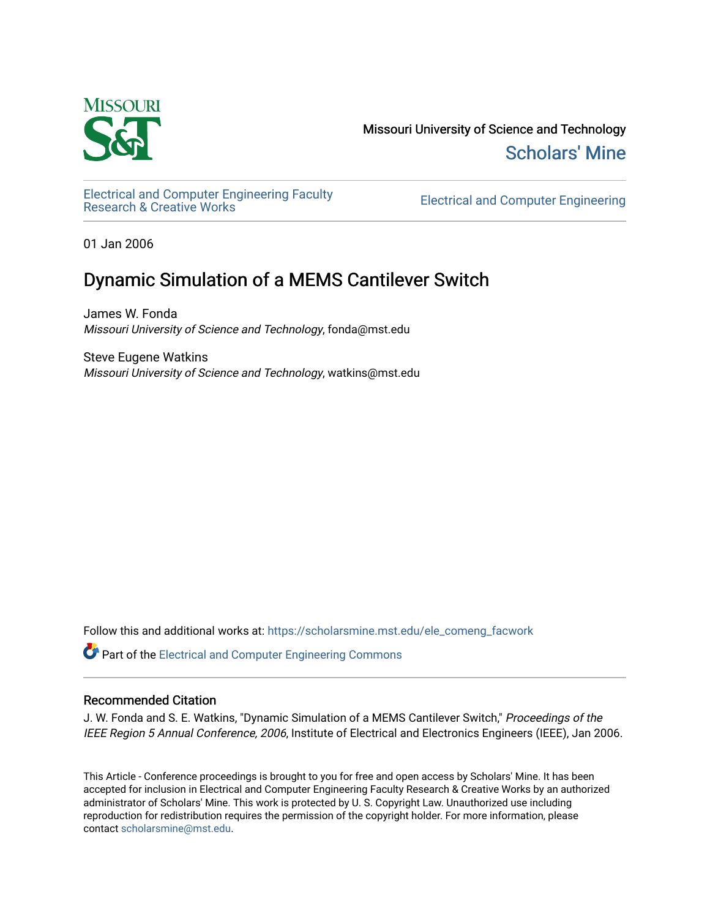Missouri University of Science and Technology

Scholars' Mine

Electrical and Computer Engineering Faculty Research & Creative Works

Electrical and Computer Engineering

01 Jan 2006

# Dynamic Simulation of a MEMS Cantilever Switch

James W. Fonda
*Missouri University of Science and Technology*, fonda@mst.edu

Steve Eugene Watkins
*Missouri University of Science and Technology*, watkins@mst.edu

Follow this and additional works at: https://scholarsmine.mst.edu/ele_comeng_facwork

Part of the Electrical and Computer Engineering Commons

## Recommended Citation

J. W. Fonda and S. E. Watkins, "Dynamic Simulation of a MEMS Cantilever Switch," *Proceedings of the IEEE Region 5 Annual Conference, 2006*, Institute of Electrical and Electronics Engineers (IEEE), Jan 2006.

This Article - Conference proceedings is brought to you for free and open access by Scholars' Mine. It has been accepted for inclusion in Electrical and Computer Engineering Faculty Research & Creative Works by an authorized administrator of Scholars' Mine. This work is protected by U. S. Copyright Law. Unauthorized use including reproduction for redistribution requires the permission of the copyright holder. For more information, please contact scholarsmine@mst.edu.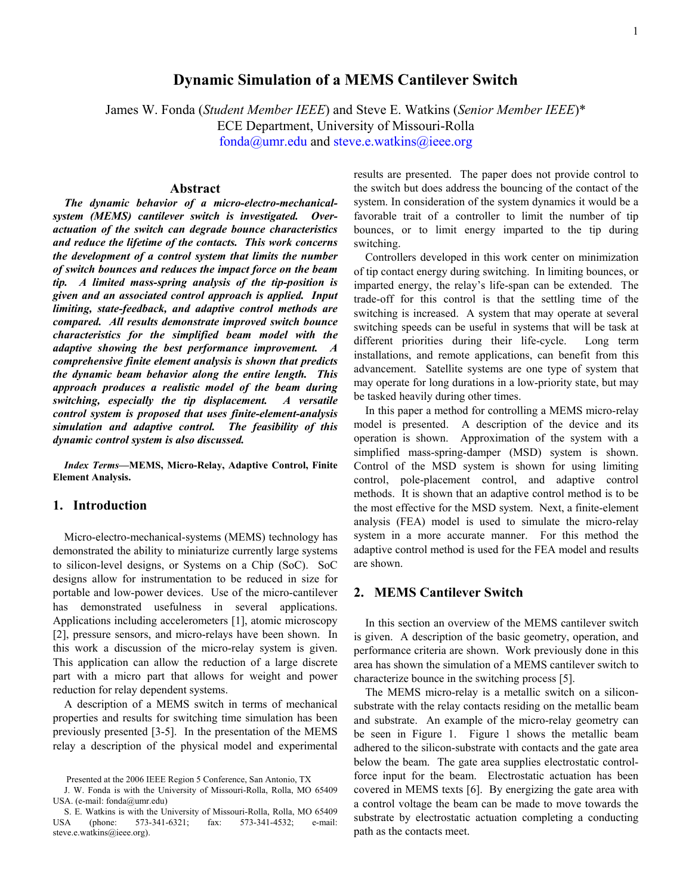# Dynamic Simulation of a MEMS Cantilever Switch

James W. Fonda (*Student Member IEEE*) and Steve E. Watkins (*Senior Member IEEE*)*
ECE Department, University of Missouri-Rolla
fonda@umr.edu and steve.e.watkins@ieee.org

## Abstract

***The dynamic behavior of a micro-electro-mechanical-system (MEMS) cantilever switch is investigated. Over-actuation of the switch can degrade bounce characteristics and reduce the lifetime of the contacts. This work concerns the development of a control system that limits the number of switch bounces and reduces the impact force on the beam tip. A limited mass-spring analysis of the tip-position is given and an associated control approach is applied. Input limiting, state-feedback, and adaptive control methods are compared. All results demonstrate improved switch bounce characteristics for the simplified beam model with the adaptive showing the best performance improvement. A comprehensive finite element analysis is shown that predicts the dynamic beam behavior along the entire length. This approach produces a realistic model of the beam during switching, especially the tip displacement. A versatile control system is proposed that uses finite-element-analysis simulation and adaptive control. The feasibility of this dynamic control system is also discussed.***

*Index Terms*—**MEMS, Micro-Relay, Adaptive Control, Finite Element Analysis.**

## 1. Introduction

Micro-electro-mechanical-systems (MEMS) technology has demonstrated the ability to miniaturize currently large systems to silicon-level designs, or Systems on a Chip (SoC). SoC designs allow for instrumentation to be reduced in size for portable and low-power devices. Use of the micro-cantilever has demonstrated usefulness in several applications. Applications including accelerometers [1], atomic microscopy [2], pressure sensors, and micro-relays have been shown. In this work a discussion of the micro-relay system is given. This application can allow the reduction of a large discrete part with a micro part that allows for weight and power reduction for relay dependent systems.

A description of a MEMS switch in terms of mechanical properties and results for switching time simulation has been previously presented [3-5]. In the presentation of the MEMS relay a description of the physical model and experimental results are presented. The paper does not provide control to the switch but does address the bouncing of the contact of the system. In consideration of the system dynamics it would be a favorable trait of a controller to limit the number of tip bounces, or to limit energy imparted to the tip during switching.

Controllers developed in this work center on minimization of tip contact energy during switching. In limiting bounces, or imparted energy, the relay's life-span can be extended. The trade-off for this control is that the settling time of the switching is increased. A system that may operate at several switching speeds can be useful in systems that will be task at different priorities during their life-cycle. Long term installations, and remote applications, can benefit from this advancement. Satellite systems are one type of system that may operate for long durations in a low-priority state, but may be tasked heavily during other times.

In this paper a method for controlling a MEMS micro-relay model is presented. A description of the device and its operation is shown. Approximation of the system with a simplified mass-spring-damper (MSD) system is shown. Control of the MSD system is shown for using limiting control, pole-placement control, and adaptive control methods. It is shown that an adaptive control method is to be the most effective for the MSD system. Next, a finite-element analysis (FEA) model is used to simulate the micro-relay system in a more accurate manner. For this method the adaptive control method is used for the FEA model and results are shown.

## 2. MEMS Cantilever Switch

In this section an overview of the MEMS cantilever switch is given. A description of the basic geometry, operation, and performance criteria are shown. Work previously done in this area has shown the simulation of a MEMS cantilever switch to characterize bounce in the switching process [5].

The MEMS micro-relay is a metallic switch on a silicon-substrate with the relay contacts residing on the metallic beam and substrate. An example of the micro-relay geometry can be seen in Figure 1. Figure 1 shows the metallic beam adhered to the silicon-substrate with contacts and the gate area below the beam. The gate area supplies electrostatic control-force input for the beam. Electrostatic actuation has been covered in MEMS texts [6]. By energizing the gate area with a control voltage the beam can be made to move towards the substrate by electrostatic actuation completing a conducting path as the contacts meet.

Presented at the 2006 IEEE Region 5 Conference, San Antonio, TX

J. W. Fonda is with the University of Missouri-Rolla, Rolla, MO 65409 USA. (e-mail: fonda@umr.edu)

S. E. Watkins is with the University of Missouri-Rolla, Rolla, MO 65409 USA (phone: 573-341-6321; fax: 573-341-4532; e-mail: steve.e.watkins@ieee.org).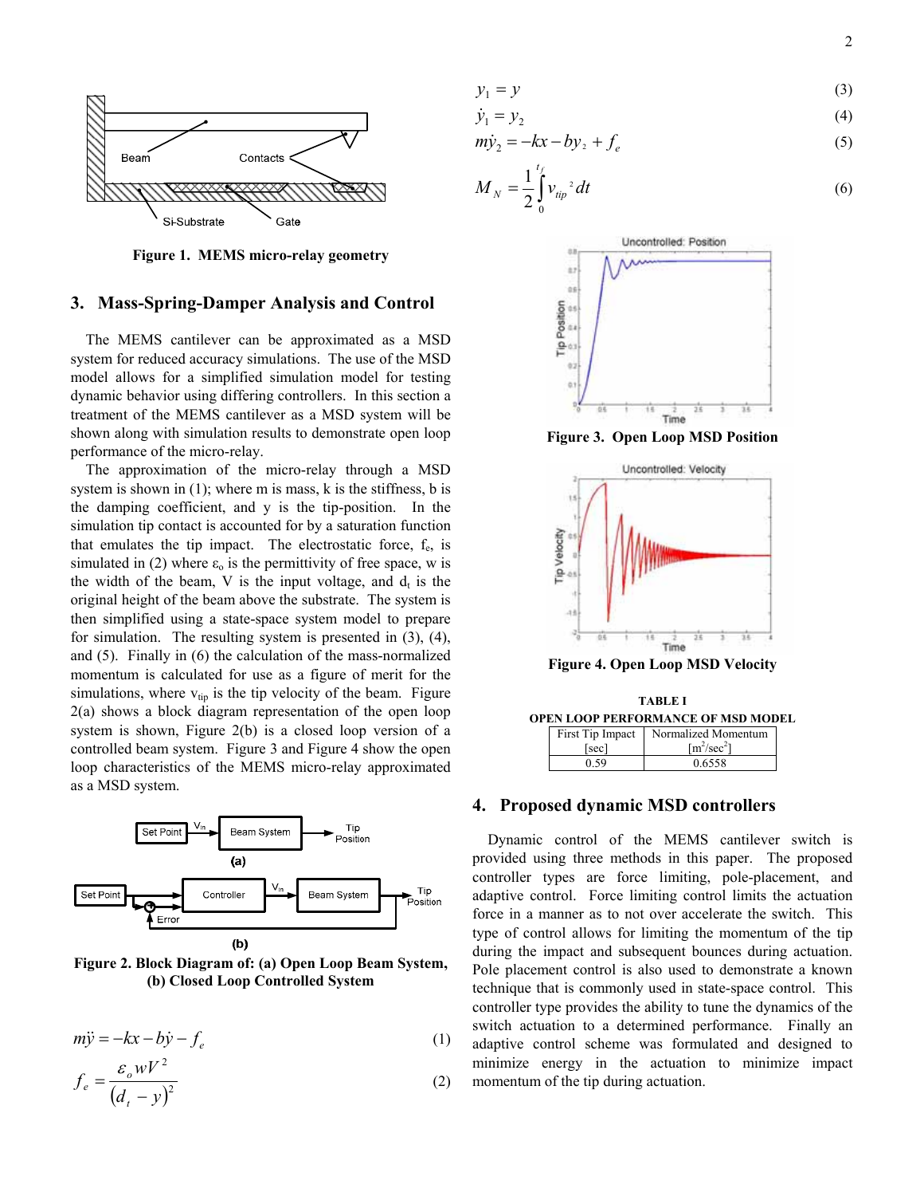Figure 1. MEMS micro-relay geometry

## 3. Mass-Spring-Damper Analysis and Control

The MEMS cantilever can be approximated as a MSD system for reduced accuracy simulations. The use of the MSD model allows for a simplified simulation model for testing dynamic behavior using differing controllers. In this section a treatment of the MEMS cantilever as a MSD system will be shown along with simulation results to demonstrate open loop performance of the micro-relay.

The approximation of the micro-relay through a MSD system is shown in (1); where m is mass, k is the stiffness, b is the damping coefficient, and y is the tip-position. In the simulation tip contact is accounted for by a saturation function that emulates the tip impact. The electrostatic force, $f_e$, is simulated in (2) where $\varepsilon_o$ is the permittivity of free space, w is the width of the beam, V is the input voltage, and $d_t$ is the original height of the beam above the substrate. The system is then simplified using a state-space system model to prepare for simulation. The resulting system is presented in (3), (4), and (5). Finally in (6) the calculation of the mass-normalized momentum is calculated for use as a figure of merit for the simulations, where $v_{tip}$ is the tip velocity of the beam. Figure 2(a) shows a block diagram representation of the open loop system is shown, Figure 2(b) is a closed loop version of a controlled beam system. Figure 3 and Figure 4 show the open loop characteristics of the MEMS micro-relay approximated as a MSD system.

Figure 2. Block Diagram of: (a) Open Loop Beam System, (b) Closed Loop Controlled System

$$m\ddot{y} = -kx - b\dot{y} - f_e \tag{1}$$

$$f_e = \frac{\varepsilon_o w V^2}{(d_t - y)^2} \tag{2}$$

$$y_1 = y \tag{3}$$

$$\dot{y}_1 = y_2 \tag{4}$$

$$m\dot{y}_2 = -kx - by_2 + f_e \tag{5}$$

$$M_N = \frac{1}{2}\int_0^{t_f} v_{tip}^{\,2}\,dt \tag{6}$$

Figure 3. Open Loop MSD Position

Figure 4. Open Loop MSD Velocity

TABLE I
OPEN LOOP PERFORMANCE OF MSD MODEL

| First Tip Impact [sec] | Normalized Momentum [m$^2$/sec$^2$] |
|---|---|
| 0.59 | 0.6558 |

## 4. Proposed dynamic MSD controllers

Dynamic control of the MEMS cantilever switch is provided using three methods in this paper. The proposed controller types are force limiting, pole-placement, and adaptive control. Force limiting control limits the actuation force in a manner as to not over accelerate the switch. This type of control allows for limiting the momentum of the tip during the impact and subsequent bounces during actuation. Pole placement control is also used to demonstrate a known technique that is commonly used in state-space control. This controller type provides the ability to tune the dynamics of the switch actuation to a determined performance. Finally an adaptive control scheme was formulated and designed to minimize energy in the actuation to minimize impact momentum of the tip during actuation.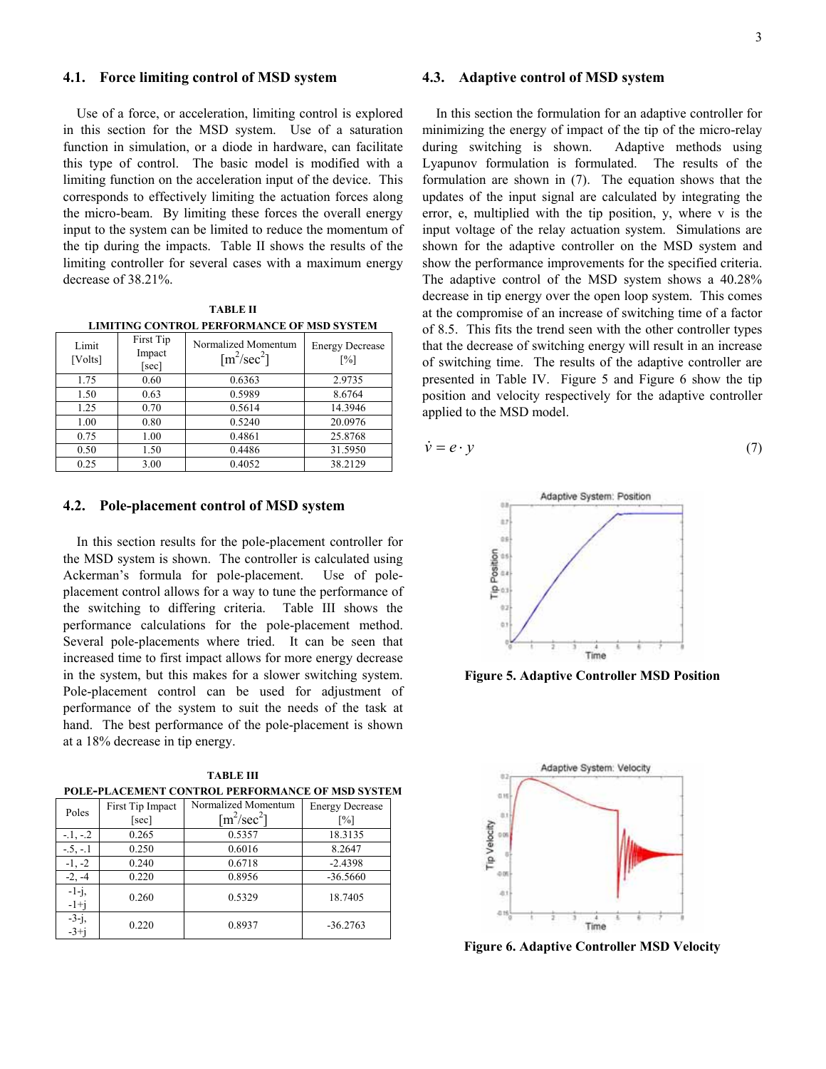### 4.1. Force limiting control of MSD system

Use of a force, or acceleration, limiting control is explored in this section for the MSD system. Use of a saturation function in simulation, or a diode in hardware, can facilitate this type of control. The basic model is modified with a limiting function on the acceleration input of the device. This corresponds to effectively limiting the actuation forces along the micro-beam. By limiting these forces the overall energy input to the system can be limited to reduce the momentum of the tip during the impacts. Table II shows the results of the limiting controller for several cases with a maximum energy decrease of 38.21%.

**TABLE II**
**LIMITING CONTROL PERFORMANCE OF MSD SYSTEM**

| Limit [Volts] | First Tip Impact [sec] | Normalized Momentum [$m^2/sec^2$] | Energy Decrease [%] |
|---|---|---|---|
| 1.75 | 0.60 | 0.6363 | 2.9735 |
| 1.50 | 0.63 | 0.5989 | 8.6764 |
| 1.25 | 0.70 | 0.5614 | 14.3946 |
| 1.00 | 0.80 | 0.5240 | 20.0976 |
| 0.75 | 1.00 | 0.4861 | 25.8768 |
| 0.50 | 1.50 | 0.4486 | 31.5950 |
| 0.25 | 3.00 | 0.4052 | 38.2129 |

### 4.2. Pole-placement control of MSD system

In this section results for the pole-placement controller for the MSD system is shown. The controller is calculated using Ackerman's formula for pole-placement. Use of pole-placement control allows for a way to tune the performance of the switching to differing criteria. Table III shows the performance calculations for the pole-placement method. Several pole-placements where tried. It can be seen that increased time to first impact allows for more energy decrease in the system, but this makes for a slower switching system. Pole-placement control can be used for adjustment of performance of the system to suit the needs of the task at hand. The best performance of the pole-placement is shown at a 18% decrease in tip energy.

**TABLE III**
**POLE-PLACEMENT CONTROL PERFORMANCE OF MSD SYSTEM**

| Poles | First Tip Impact [sec] | Normalized Momentum [$m^2/sec^2$] | Energy Decrease [%] |
|---|---|---|---|
| -.1, -.2 | 0.265 | 0.5357 | 18.3135 |
| -.5, -.1 | 0.250 | 0.6016 | 8.2647 |
| -1, -2 | 0.240 | 0.6718 | -2.4398 |
| -2, -4 | 0.220 | 0.8956 | -36.5660 |
| -1-j, -1+j | 0.260 | 0.5329 | 18.7405 |
| -3-j, -3+j | 0.220 | 0.8937 | -36.2763 |

### 4.3. Adaptive control of MSD system

In this section the formulation for an adaptive controller for minimizing the energy of impact of the tip of the micro-relay during switching is shown. Adaptive methods using Lyapunov formulation is formulated. The results of the formulation are shown in (7). The equation shows that the updates of the input signal are calculated by integrating the error, e, multiplied with the tip position, y, where v is the input voltage of the relay actuation system. Simulations are shown for the adaptive controller on the MSD system and show the performance improvements for the specified criteria. The adaptive control of the MSD system shows a 40.28% decrease in tip energy over the open loop system. This comes at the compromise of an increase of switching time of a factor of 8.5. This fits the trend seen with the other controller types that the decrease of switching energy will result in an increase of switching time. The results of the adaptive controller are presented in Table IV. Figure 5 and Figure 6 show the tip position and velocity respectively for the adaptive controller applied to the MSD model.

$$\dot{v} = e \cdot y \tag{7}$$

**Figure 5. Adaptive Controller MSD Position**

**Figure 6. Adaptive Controller MSD Velocity**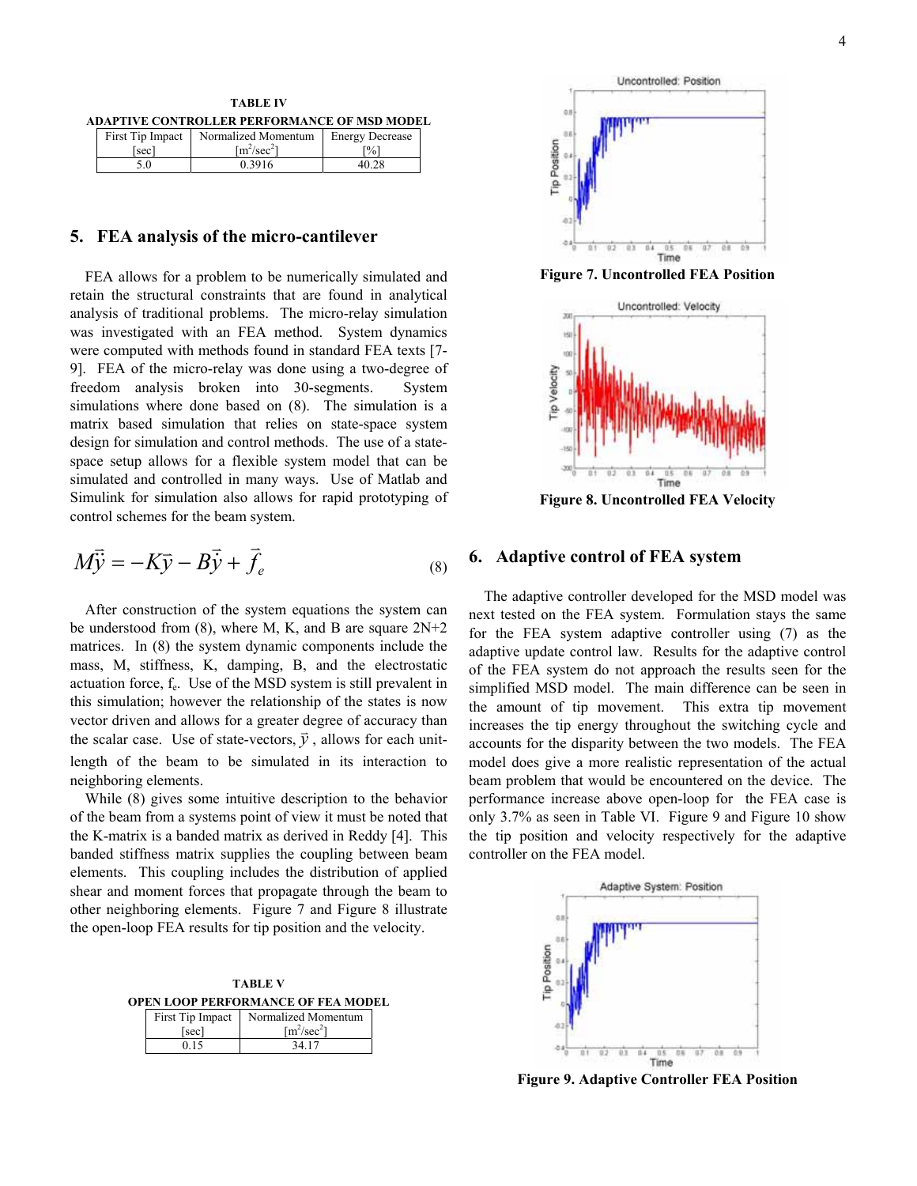**TABLE IV**
**ADAPTIVE CONTROLLER PERFORMANCE OF MSD MODEL**

| First Tip Impact [sec] | Normalized Momentum [$m^2/sec^2$] | Energy Decrease [%] |
|---|---|---|
| 5.0 | 0.3916 | 40.28 |

## 5. FEA analysis of the micro-cantilever

FEA allows for a problem to be numerically simulated and retain the structural constraints that are found in analytical analysis of traditional problems. The micro-relay simulation was investigated with an FEA method. System dynamics were computed with methods found in standard FEA texts [7-9]. FEA of the micro-relay was done using a two-degree of freedom analysis broken into 30-segments. System simulations where done based on (8). The simulation is a matrix based simulation that relies on state-space system design for simulation and control methods. The use of a state-space setup allows for a flexible system model that can be simulated and controlled in many ways. Use of Matlab and Simulink for simulation also allows for rapid prototyping of control schemes for the beam system.

$$M\ddot{\vec{y}} = -K\vec{y} - B\dot{\vec{y}} + \vec{f}_e \tag{8}$$

After construction of the system equations the system can be understood from (8), where M, K, and B are square 2N+2 matrices. In (8) the system dynamic components include the mass, M, stiffness, K, damping, B, and the electrostatic actuation force, $f_e$. Use of the MSD system is still prevalent in this simulation; however the relationship of the states is now vector driven and allows for a greater degree of accuracy than the scalar case. Use of state-vectors, $\vec{y}$, allows for each unit-length of the beam to be simulated in its interaction to neighboring elements.

While (8) gives some intuitive description to the behavior of the beam from a systems point of view it must be noted that the K-matrix is a banded matrix as derived in Reddy [4]. This banded stiffness matrix supplies the coupling between beam elements. This coupling includes the distribution of applied shear and moment forces that propagate through the beam to other neighboring elements. Figure 7 and Figure 8 illustrate the open-loop FEA results for tip position and the velocity.

**TABLE V**
**OPEN LOOP PERFORMANCE OF FEA MODEL**

| First Tip Impact [sec] | Normalized Momentum [$m^2/sec^2$] |
|---|---|
| 0.15 | 34.17 |

**Figure 7. Uncontrolled FEA Position**

**Figure 8. Uncontrolled FEA Velocity**

## 6. Adaptive control of FEA system

The adaptive controller developed for the MSD model was next tested on the FEA system. Formulation stays the same for the FEA system adaptive controller using (7) as the adaptive update control law. Results for the adaptive control of the FEA system do not approach the results seen for the simplified MSD model. The main difference can be seen in the amount of tip movement. This extra tip movement increases the tip energy throughout the switching cycle and accounts for the disparity between the two models. The FEA model does give a more realistic representation of the actual beam problem that would be encountered on the device. The performance increase above open-loop for the FEA case is only 3.7% as seen in Table VI. Figure 9 and Figure 10 show the tip position and velocity respectively for the adaptive controller on the FEA model.

**Figure 9. Adaptive Controller FEA Position**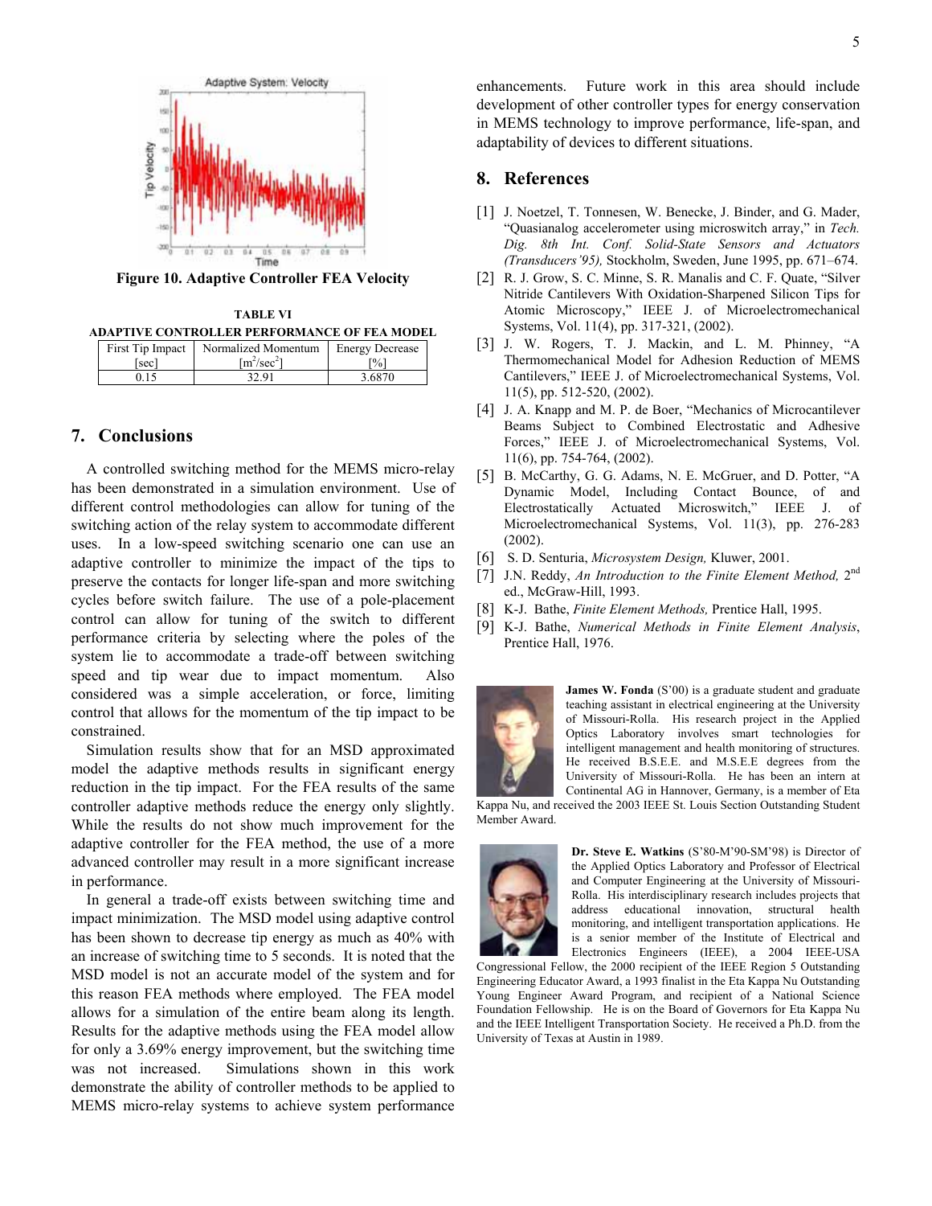Adaptive System: Velocity

Tip Velocity

Time

200
150
100
50
0
-50
-100
-150
-200

0 0.1 0.2 0.3 0.4 0.5 0.6 0.7 0.8 0.9 1

**Figure 10. Adaptive Controller FEA Velocity**

TABLE VI
ADAPTIVE CONTROLLER PERFORMANCE OF FEA MODEL

| First Tip Impact [sec] | Normalized Momentum [$m^2/sec^2$] | Energy Decrease [%] |
|---|---|---|
| 0.15 | 32.91 | 3.6870 |

## 7. Conclusions

A controlled switching method for the MEMS micro-relay has been demonstrated in a simulation environment. Use of different control methodologies can allow for tuning of the switching action of the relay system to accommodate different uses. In a low-speed switching scenario one can use an adaptive controller to minimize the impact of the tips to preserve the contacts for longer life-span and more switching cycles before switch failure. The use of a pole-placement control can allow for tuning of the switch to different performance criteria by selecting where the poles of the system lie to accommodate a trade-off between switching speed and tip wear due to impact momentum. Also considered was a simple acceleration, or force, limiting control that allows for the momentum of the tip impact to be constrained.

Simulation results show that for an MSD approximated model the adaptive methods results in significant energy reduction in the tip impact. For the FEA results of the same controller adaptive methods reduce the energy only slightly. While the results do not show much improvement for the adaptive controller for the FEA method, the use of a more advanced controller may result in a more significant increase in performance.

In general a trade-off exists between switching time and impact minimization. The MSD model using adaptive control has been shown to decrease tip energy as much as 40% with an increase of switching time to 5 seconds. It is noted that the MSD model is not an accurate model of the system and for this reason FEA methods where employed. The FEA model allows for a simulation of the entire beam along its length. Results for the adaptive methods using the FEA model allow for only a 3.69% energy improvement, but the switching time was not increased. Simulations shown in this work demonstrate the ability of controller methods to be applied to MEMS micro-relay systems to achieve system performance enhancements. Future work in this area should include development of other controller types for energy conservation in MEMS technology to improve performance, life-span, and adaptability of devices to different situations.

## 8. References

[1] J. Noetzel, T. Tonnesen, W. Benecke, J. Binder, and G. Mader, "Quasianalog accelerometer using microswitch array," in *Tech. Dig. 8th Int. Conf. Solid-State Sensors and Actuators (Transducers'95),* Stockholm, Sweden, June 1995, pp. 671–674.

[2] R. J. Grow, S. C. Minne, S. R. Manalis and C. F. Quate, "Silver Nitride Cantilevers With Oxidation-Sharpened Silicon Tips for Atomic Microscopy," IEEE J. of Microelectromechanical Systems, Vol. 11(4), pp. 317-321, (2002).

[3] J. W. Rogers, T. J. Mackin, and L. M. Phinney, "A Thermomechanical Model for Adhesion Reduction of MEMS Cantilevers," IEEE J. of Microelectromechanical Systems, Vol. 11(5), pp. 512-520, (2002).

[4] J. A. Knapp and M. P. de Boer, "Mechanics of Microcantilever Beams Subject to Combined Electrostatic and Adhesive Forces," IEEE J. of Microelectromechanical Systems, Vol. 11(6), pp. 754-764, (2002).

[5] B. McCarthy, G. G. Adams, N. E. McGruer, and D. Potter, "A Dynamic Model, Including Contact Bounce, of and Electrostatically Actuated Microswitch," IEEE J. of Microelectromechanical Systems, Vol. 11(3), pp. 276-283 (2002).

[6] S. D. Senturia, *Microsystem Design,* Kluwer, 2001.

[7] J.N. Reddy, *An Introduction to the Finite Element Method,* 2nd ed., McGraw-Hill, 1993.

[8] K-J. Bathe, *Finite Element Methods,* Prentice Hall, 1995.

[9] K-J. Bathe, *Numerical Methods in Finite Element Analysis*, Prentice Hall, 1976.

**James W. Fonda** (S'00) is a graduate student and graduate teaching assistant in electrical engineering at the University of Missouri-Rolla. His research project in the Applied Optics Laboratory involves smart technologies for intelligent management and health monitoring of structures. He received B.S.E.E. and M.S.E.E degrees from the University of Missouri-Rolla. He has been an intern at Continental AG in Hannover, Germany, is a member of Eta Kappa Nu, and received the 2003 IEEE St. Louis Section Outstanding Student Member Award.

**Dr. Steve E. Watkins** (S'80-M'90-SM'98) is Director of the Applied Optics Laboratory and Professor of Electrical and Computer Engineering at the University of Missouri-Rolla. His interdisciplinary research includes projects that address educational innovation, structural health monitoring, and intelligent transportation applications. He is a senior member of the Institute of Electrical and Electronics Engineers (IEEE), a 2004 IEEE-USA Congressional Fellow, the 2000 recipient of the IEEE Region 5 Outstanding Engineering Educator Award, a 1993 finalist in the Eta Kappa Nu Outstanding Young Engineer Award Program, and recipient of a National Science Foundation Fellowship. He is on the Board of Governors for Eta Kappa Nu and the IEEE Intelligent Transportation Society. He received a Ph.D. from the University of Texas at Austin in 1989.